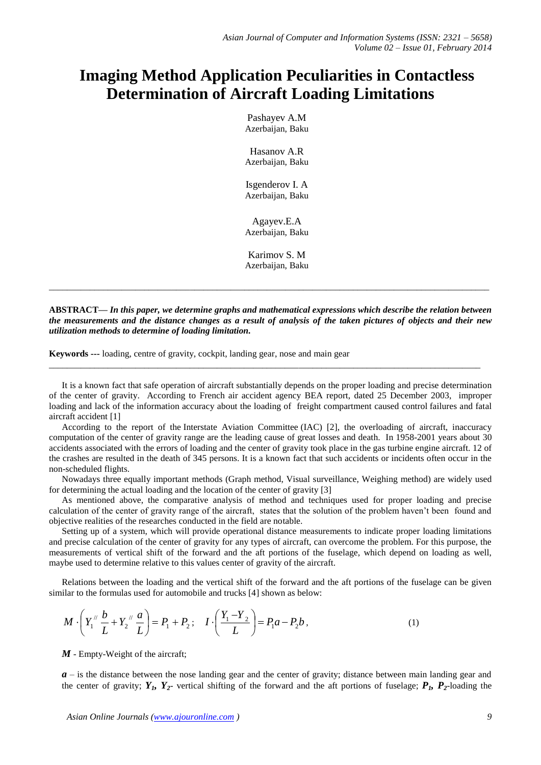# Imaging Method Application Peculiarities in Contactless Determination of Aircraft Loading Limitations

Pashayev A.M
Azerbaijan, Baku

Hasanov A.R
Azerbaijan, Baku

Isgenderov I. A
Azerbaijan, Baku

Agayev.E.A
Azerbaijan, Baku

Karimov S. M
Azerbaijan, Baku

---

**ABSTRACT—** ***In this paper, we determine graphs and mathematical expressions which describe the relation between the measurements and the distance changes as a result of analysis of the taken pictures of objects and their new utilization methods to determine of loading limitation.***

**Keywords ---** loading, centre of gravity, cockpit, landing gear, nose and main gear

---

It is a known fact that safe operation of aircraft substantially depends on the proper loading and precise determination of the center of gravity. According to French air accident agency BEA report, dated 25 December 2003, improper loading and lack of the information accuracy about the loading of freight compartment caused control failures and fatal aircraft accident [1]

According to the report of the Interstate Aviation Committee (IAC) [2], the overloading of aircraft, inaccuracy computation of the center of gravity range are the leading cause of great losses and death. In 1958-2001 years about 30 accidents associated with the errors of loading and the center of gravity took place in the gas turbine engine aircraft. 12 of the crashes are resulted in the death of 345 persons. It is a known fact that such accidents or incidents often occur in the non-scheduled flights.

Nowadays three equally important methods (Graph method, Visual surveillance, Weighing method) are widely used for determining the actual loading and the location of the center of gravity [3]

As mentioned above, the comparative analysis of method and techniques used for proper loading and precise calculation of the center of gravity range of the aircraft, states that the solution of the problem haven't been found and objective realities of the researches conducted in the field are notable.

Setting up of a system, which will provide operational distance measurements to indicate proper loading limitations and precise calculation of the center of gravity for any types of aircraft, can overcome the problem. For this purpose, the measurements of vertical shift of the forward and the aft portions of the fuselage, which depend on loading as well, maybe used to determine relative to this values center of gravity of the aircraft.

Relations between the loading and the vertical shift of the forward and the aft portions of the fuselage can be given similar to the formulas used for automobile and trucks [4] shown as below:

$$M \cdot \left( Y_1^{//} \frac{b}{L} + Y_2^{//} \frac{a}{L} \right) = P_1 + P_2 ; \quad I \cdot \left( \frac{Y_1 - Y_2}{L} \right) = P_1 a - P_2 b , \tag{1}$$

***M*** - Empty-Weight of the aircraft;

***a*** – is the distance between the nose landing gear and the center of gravity; distance between main landing gear and the center of gravity; $Y_1$, $Y_2$- vertical shifting of the forward and the aft portions of fuselage; $P_1$, $P_2$-loading the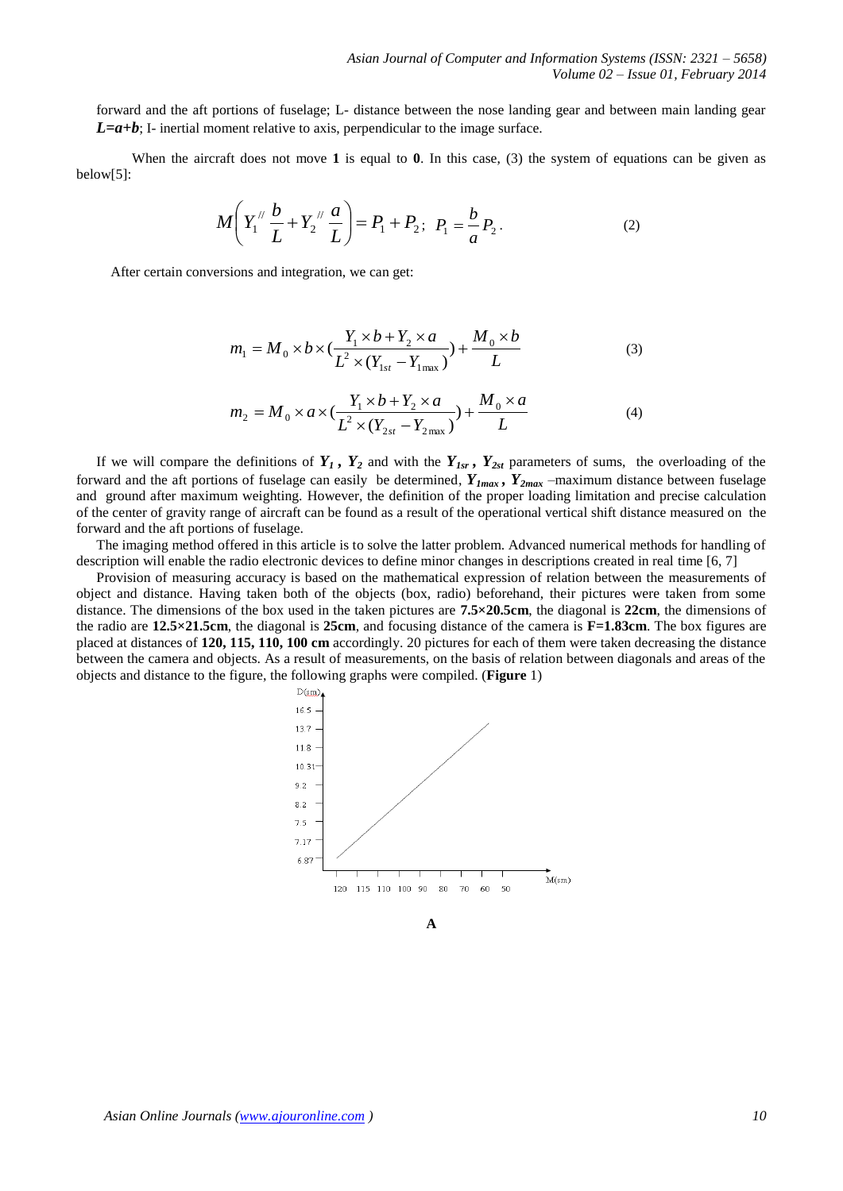forward and the aft portions of fuselage; L- distance between the nose landing gear and between main landing gear ***L=a+b***; I- inertial moment relative to axis, perpendicular to the image surface.

When the aircraft does not move **1** is equal to **0**. In this case, (3) the system of equations can be given as below[5]:

$$M\left(Y_1^{//}\frac{b}{L}+Y_2^{//}\frac{a}{L}\right)=P_1+P_2;\;\; P_1=\frac{b}{a}P_2. \tag{2}$$

After certain conversions and integration, we can get:

$$m_1 = M_0 \times b \times \left(\frac{Y_1 \times b + Y_2 \times a}{L^2 \times (Y_{1st} - Y_{1\max})}\right) + \frac{M_0 \times b}{L} \tag{3}$$

$$m_2 = M_0 \times a \times \left(\frac{Y_1 \times b + Y_2 \times a}{L^2 \times (Y_{2st} - Y_{2\max})}\right) + \frac{M_0 \times a}{L} \tag{4}$$

If we will compare the definitions of $Y_1$, $Y_2$ and with the $Y_{1sr}$, $Y_{2st}$ parameters of sums, the overloading of the forward and the aft portions of fuselage can easily be determined, $Y_{1max}$, $Y_{2max}$ –maximum distance between fuselage and ground after maximum weighting. However, the definition of the proper loading limitation and precise calculation of the center of gravity range of aircraft can be found as a result of the operational vertical shift distance measured on the forward and the aft portions of fuselage.

The imaging method offered in this article is to solve the latter problem. Advanced numerical methods for handling of description will enable the radio electronic devices to define minor changes in descriptions created in real time [6, 7]

Provision of measuring accuracy is based on the mathematical expression of relation between the measurements of object and distance. Having taken both of the objects (box, radio) beforehand, their pictures were taken from some distance. The dimensions of the box used in the taken pictures are **7.5×20.5cm**, the diagonal is **22cm**, the dimensions of the radio are **12.5×21.5cm**, the diagonal is **25cm**, and focusing distance of the camera is **F=1.83cm**. The box figures are placed at distances of **120, 115, 110, 100 cm** accordingly. 20 pictures for each of them were taken decreasing the distance between the camera and objects. As a result of measurements, on the basis of relation between diagonals and areas of the objects and distance to the figure, the following graphs were compiled. (**Figure** 1)

D(sm) axis: 6.87, 7.17, 7.5, 8.2, 9.2, 10.31, 11.8, 13.7, 16.5

M(sm) axis: 120, 115, 110, 100, 90, 80, 70, 60, 50

**A**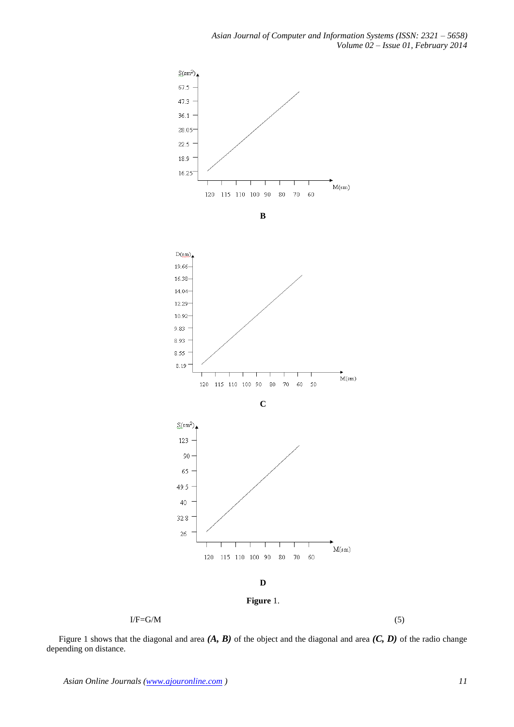**B**

**C**

**D**

**Figure** 1.

$$I/F=G/M \tag{5}$$

Figure 1 shows that the diagonal and area ***(A, B)*** of the object and the diagonal and area ***(C, D)*** of the radio change depending on distance.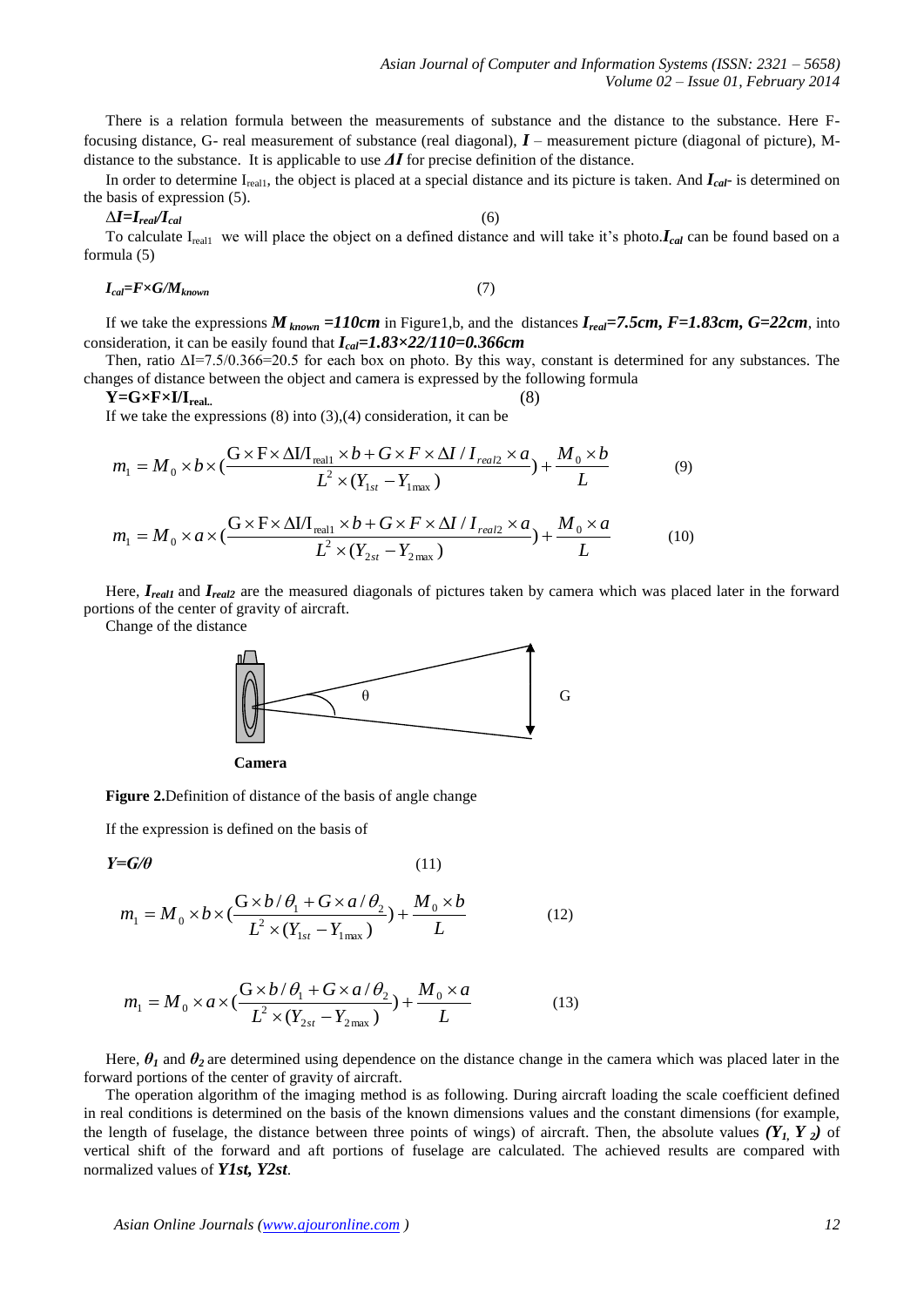There is a relation formula between the measurements of substance and the distance to the substance. Here F- focusing distance, G- real measurement of substance (real diagonal), $I$ – measurement picture (diagonal of picture), M- distance to the substance. It is applicable to use $\Delta I$ for precise definition of the distance.

In order to determine $I_{real1}$, the object is placed at a special distance and its picture is taken. And $I_{cal}$- is determined on the basis of expression (5).

$$\Delta I = I_{real}/I_{cal} \qquad (6)$$

To calculate $I_{real1}$ we will place the object on a defined distance and will take it's photo. $I_{cal}$ can be found based on a formula (5)

$$I_{cal} = F \times G/M_{known} \qquad (7)$$

If we take the expressions $M_{known}$ **=110cm** in Figure1,b, and the distances $I_{real}$**=7.5cm, F=1.83cm, G=22cm**, into consideration, it can be easily found that $I_{cal}$**=1.83×22/110=0.366cm**

Then, ratio ΔI=7.5/0.366=20.5 for each box on photo. By this way, constant is determined for any substances. The changes of distance between the object and camera is expressed by the following formula

$$Y = G \times F \times I/I_{real} \qquad (8)$$

If we take the expressions (8) into (3),(4) consideration, it can be

$$m_1 = M_0 \times b \times \left(\frac{G \times F \times \Delta I/I_{real1} \times b + G \times F \times \Delta I / I_{real2} \times a}{L^2 \times (Y_{1st} - Y_{1\max})}\right) + \frac{M_0 \times b}{L} \qquad (9)$$

$$m_1 = M_0 \times a \times \left(\frac{G \times F \times \Delta I/I_{real1} \times b + G \times F \times \Delta I / I_{real2} \times a}{L^2 \times (Y_{2st} - Y_{2\max})}\right) + \frac{M_0 \times a}{L} \qquad (10)$$

Here, $I_{real1}$ and $I_{real2}$ are the measured diagonals of pictures taken by camera which was placed later in the forward portions of the center of gravity of aircraft.

Change of the distance

**Figure 2.**Definition of distance of the basis of angle change

If the expression is defined on the basis of

$$Y = G/\theta \qquad (11)$$

$$m_1 = M_0 \times b \times \left(\frac{G \times b/\theta_1 + G \times a/\theta_2}{L^2 \times (Y_{1st} - Y_{1\max})}\right) + \frac{M_0 \times b}{L} \qquad (12)$$

$$m_1 = M_0 \times a \times \left(\frac{G \times b/\theta_1 + G \times a/\theta_2}{L^2 \times (Y_{2st} - Y_{2\max})}\right) + \frac{M_0 \times a}{L} \qquad (13)$$

Here, $\theta_1$ and $\theta_2$ are determined using dependence on the distance change in the camera which was placed later in the forward portions of the center of gravity of aircraft.

The operation algorithm of the imaging method is as following. During aircraft loading the scale coefficient defined in real conditions is determined on the basis of the known dimensions values and the constant dimensions (for example, the length of fuselage, the distance between three points of wings) of aircraft. Then, the absolute values $(Y_1, Y_2)$ of vertical shift of the forward and aft portions of fuselage are calculated. The achieved results are compared with normalized values of $Y1st$, $Y2st$.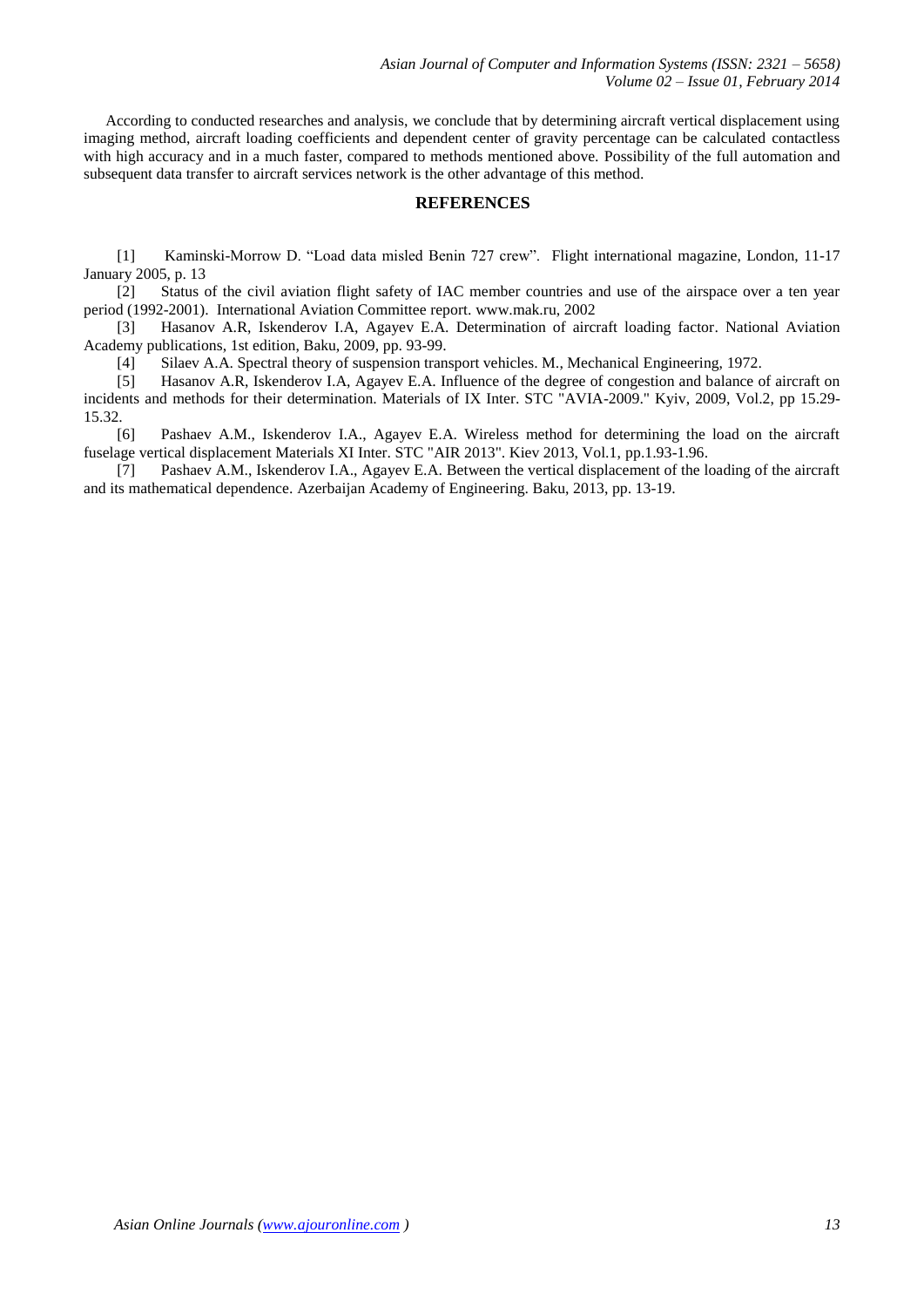According to conducted researches and analysis, we conclude that by determining aircraft vertical displacement using imaging method, aircraft loading coefficients and dependent center of gravity percentage can be calculated contactless with high accuracy and in a much faster, compared to methods mentioned above. Possibility of the full automation and subsequent data transfer to aircraft services network is the other advantage of this method.

## REFERENCES

[1] Kaminski-Morrow D. "Load data misled Benin 727 crew". Flight international magazine, London, 11-17 January 2005, p. 13

[2] Status of the civil aviation flight safety of IAC member countries and use of the airspace over a ten year period (1992-2001). International Aviation Committee report. www.mak.ru, 2002

[3] Hasanov A.R, Iskenderov I.A, Agayev E.A. Determination of aircraft loading factor. National Aviation Academy publications, 1st edition, Baku, 2009, pp. 93-99.

[4] Silaev A.A. Spectral theory of suspension transport vehicles. M., Mechanical Engineering, 1972.

[5] Hasanov A.R, Iskenderov I.A, Agayev E.A. Influence of the degree of congestion and balance of aircraft on incidents and methods for their determination. Materials of IX Inter. STC "AVIA-2009." Kyiv, 2009, Vol.2, pp 15.29-15.32.

[6] Pashaev A.M., Iskenderov I.A., Agayev E.A. Wireless method for determining the load on the aircraft fuselage vertical displacement Materials XI Inter. STC "AIR 2013". Kiev 2013, Vol.1, pp.1.93-1.96.

[7] Pashaev A.M., Iskenderov I.A., Agayev E.A. Between the vertical displacement of the loading of the aircraft and its mathematical dependence. Azerbaijan Academy of Engineering. Baku, 2013, pp. 13-19.